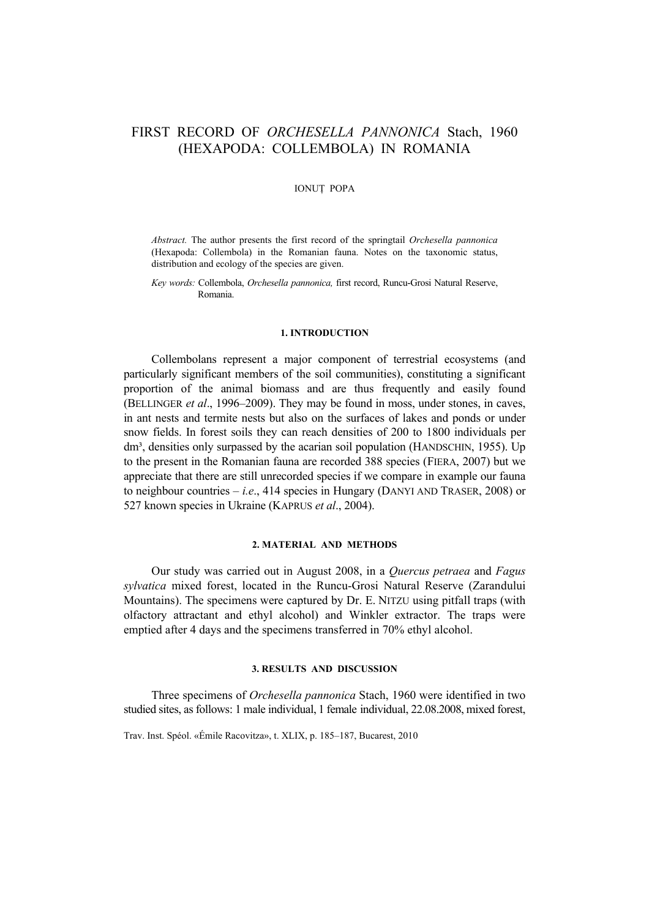# FIRST RECORD OF *ORCHESELLA PANNONICA* Stach, 1960 (HEXAPODA: COLLEMBOLA) IN ROMANIA

IONUȚ POPA

*Abstract.* The author presents the first record of the springtail *Orchesella pannonica* (Hexapoda: Collembola) in the Romanian fauna. Notes on the taxonomic status, distribution and ecology of the species are given.

*Key words:* Collembola, *Orchesella pannonica,* first record, Runcu-Grosi Natural Reserve, Romania.

## 1. INTRODUCTION

Collembolans represent a major component of terrestrial ecosystems (and particularly significant members of the soil communities), constituting a significant proportion of the animal biomass and are thus frequently and easily found (BELLINGER *et al*., 1996–2009). They may be found in moss, under stones, in caves, in ant nests and termite nests but also on the surfaces of lakes and ponds or under snow fields. In forest soils they can reach densities of 200 to 1800 individuals per $dm^3$, densities only surpassed by the acarian soil population (HANDSCHIN, 1955). Up to the present in the Romanian fauna are recorded 388 species (FIERA, 2007) but we appreciate that there are still unrecorded species if we compare in example our fauna to neighbour countries – *i.e*., 414 species in Hungary (DANYI AND TRASER, 2008) or 527 known species in Ukraine (KAPRUS *et al*., 2004).

## 2. MATERIAL AND METHODS

Our study was carried out in August 2008, in a *Quercus petraea* and *Fagus sylvatica* mixed forest, located in the Runcu-Grosi Natural Reserve (Zarandului Mountains). The specimens were captured by Dr. E. NITZU using pitfall traps (with olfactory attractant and ethyl alcohol) and Winkler extractor. The traps were emptied after 4 days and the specimens transferred in 70% ethyl alcohol.

## 3. RESULTS AND DISCUSSION

Three specimens of *Orchesella pannonica* Stach, 1960 were identified in two studied sites, as follows: 1 male individual, 1 female individual, 22.08.2008, mixed forest,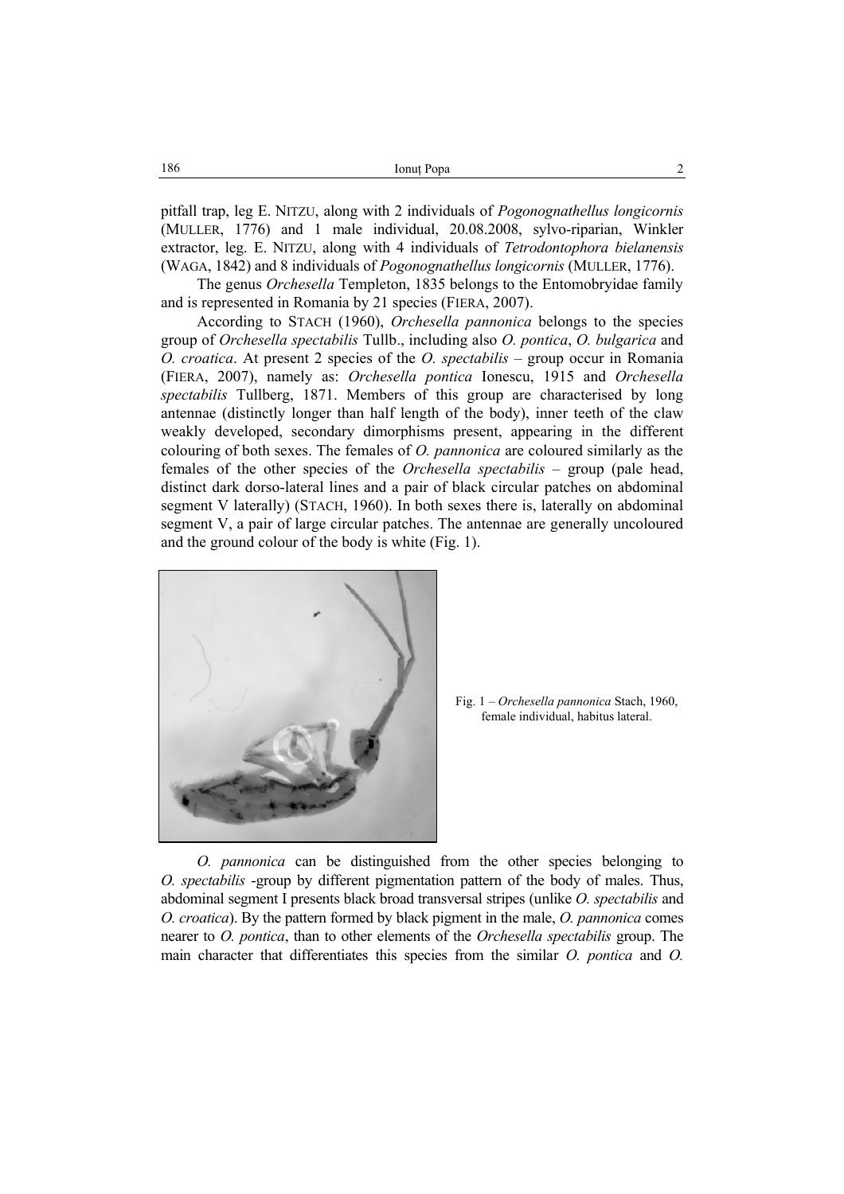pitfall trap, leg E. NITZU, along with 2 individuals of *Pogonognathellus longicornis* (MULLER, 1776) and 1 male individual, 20.08.2008, sylvo-riparian, Winkler extractor, leg. E. NITZU, along with 4 individuals of *Tetrodontophora bielanensis* (WAGA, 1842) and 8 individuals of *Pogonognathellus longicornis* (MULLER, 1776).

The genus *Orchesella* Templeton, 1835 belongs to the Entomobryidae family and is represented in Romania by 21 species (FIERA, 2007).

According to STACH (1960), *Orchesella pannonica* belongs to the species group of *Orchesella spectabilis* Tullb., including also *O. pontica*, *O. bulgarica* and *O. croatica*. At present 2 species of the *O. spectabilis* – group occur in Romania (FIERA, 2007), namely as: *Orchesella pontica* Ionescu, 1915 and *Orchesella spectabilis* Tullberg, 1871. Members of this group are characterised by long antennae (distinctly longer than half length of the body), inner teeth of the claw weakly developed, secondary dimorphisms present, appearing in the different colouring of both sexes. The females of *O. pannonica* are coloured similarly as the females of the other species of the *Orchesella spectabilis* – group (pale head, distinct dark dorso-lateral lines and a pair of black circular patches on abdominal segment V laterally) (STACH, 1960). In both sexes there is, laterally on abdominal segment V, a pair of large circular patches. The antennae are generally uncoloured and the ground colour of the body is white (Fig. 1).

Fig. 1 – *Orchesella pannonica* Stach, 1960, female individual, habitus lateral.

*O. pannonica* can be distinguished from the other species belonging to *O. spectabilis* -group by different pigmentation pattern of the body of males. Thus, abdominal segment I presents black broad transversal stripes (unlike *O. spectabilis* and *O. croatica*). By the pattern formed by black pigment in the male, *O. pannonica* comes nearer to *O. pontica*, than to other elements of the *Orchesella spectabilis* group. The main character that differentiates this species from the similar *O. pontica* and *O.*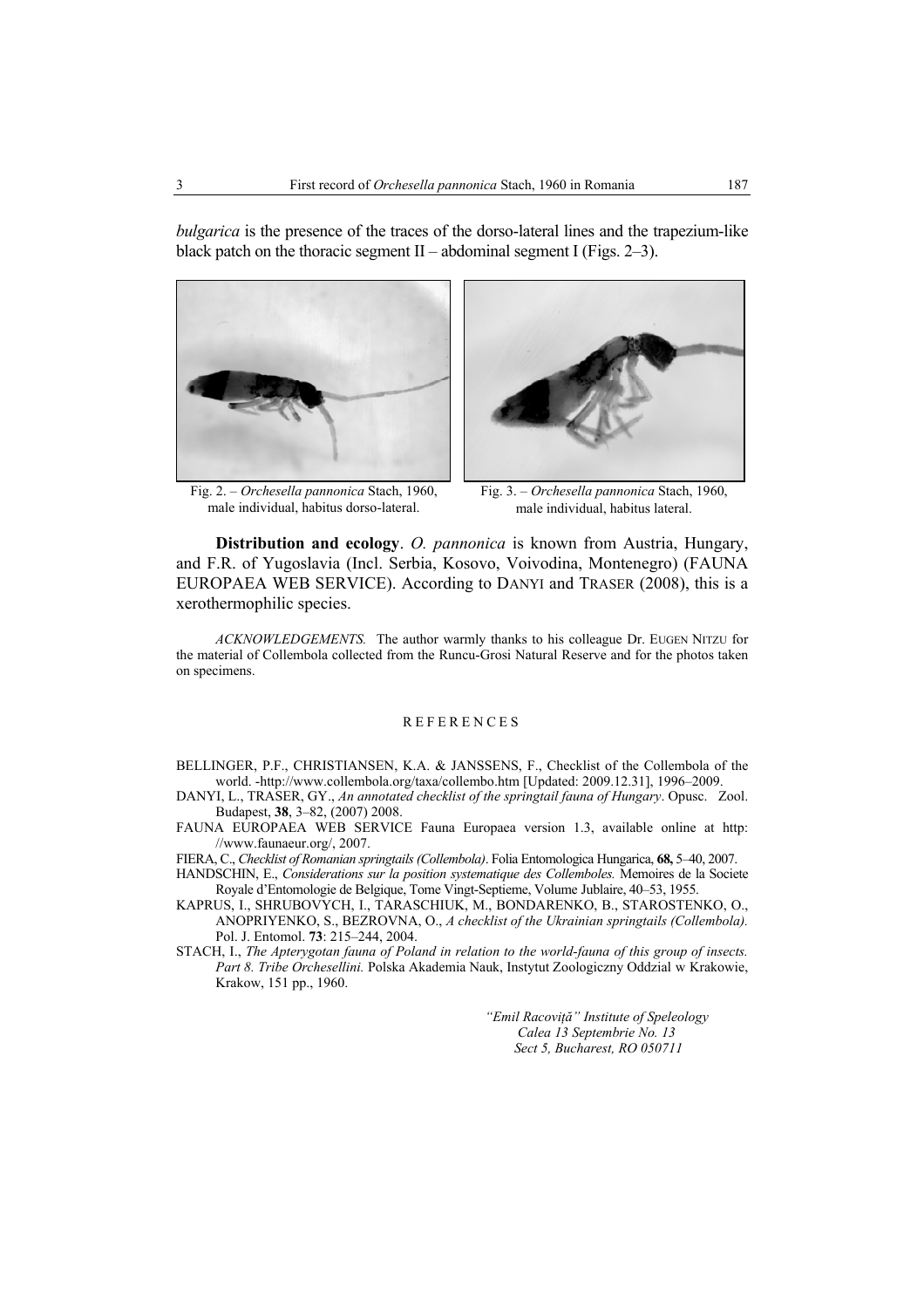*bulgarica* is the presence of the traces of the dorso-lateral lines and the trapezium-like black patch on the thoracic segment II – abdominal segment I (Figs. 2–3).

Fig. 2. – *Orchesella pannonica* Stach, 1960, male individual, habitus dorso-lateral.

Fig. 3. – *Orchesella pannonica* Stach, 1960, male individual, habitus lateral.

**Distribution and ecology**. *O. pannonica* is known from Austria, Hungary, and F.R. of Yugoslavia (Incl. Serbia, Kosovo, Voivodina, Montenegro) (FAUNA EUROPAEA WEB SERVICE). According to DANYI and TRASER (2008), this is a xerothermophilic species.

*ACKNOWLEDGEMENTS.* The author warmly thanks to his colleague Dr. EUGEN NITZU for the material of Collembola collected from the Runcu-Grosi Natural Reserve and for the photos taken on specimens.

## REFERENCES

BELLINGER, P.F., CHRISTIANSEN, K.A. & JANSSENS, F., Checklist of the Collembola of the world. -http://www.collembola.org/taxa/collembo.htm [Updated: 2009.12.31], 1996–2009.

DANYI, L., TRASER, GY., *An annotated checklist of the springtail fauna of Hungary*. Opusc. Zool. Budapest, **38**, 3–82, (2007) 2008.

FAUNA EUROPAEA WEB SERVICE Fauna Europaea version 1.3, available online at http: //www.faunaeur.org/, 2007.

FIERA, C., *Checklist of Romanian springtails (Collembola)*. Folia Entomologica Hungarica, **68,** 5–40, 2007.

HANDSCHIN, E., *Considerations sur la position systematique des Collemboles.* Memoires de la Societe Royale d'Entomologie de Belgique, Tome Vingt-Septieme, Volume Jublaire, 40–53, 1955.

KAPRUS, I., SHRUBOVYCH, I., TARASCHIUK, M., BONDARENKO, B., STAROSTENKO, O., ANOPRIYENKO, S., BEZROVNA, O., *A checklist of the Ukrainian springtails (Collembola).* Pol. J. Entomol. **73**: 215–244, 2004.

STACH, I., *The Apterygotan fauna of Poland in relation to the world-fauna of this group of insects. Part 8. Tribe Orchesellini.* Polska Akademia Nauk, Instytut Zoologiczny Oddzial w Krakowie, Krakow, 151 pp., 1960.

*"Emil Racoviță" Institute of Speleology*
*Calea 13 Septembrie No. 13*
*Sect 5, Bucharest, RO 050711*